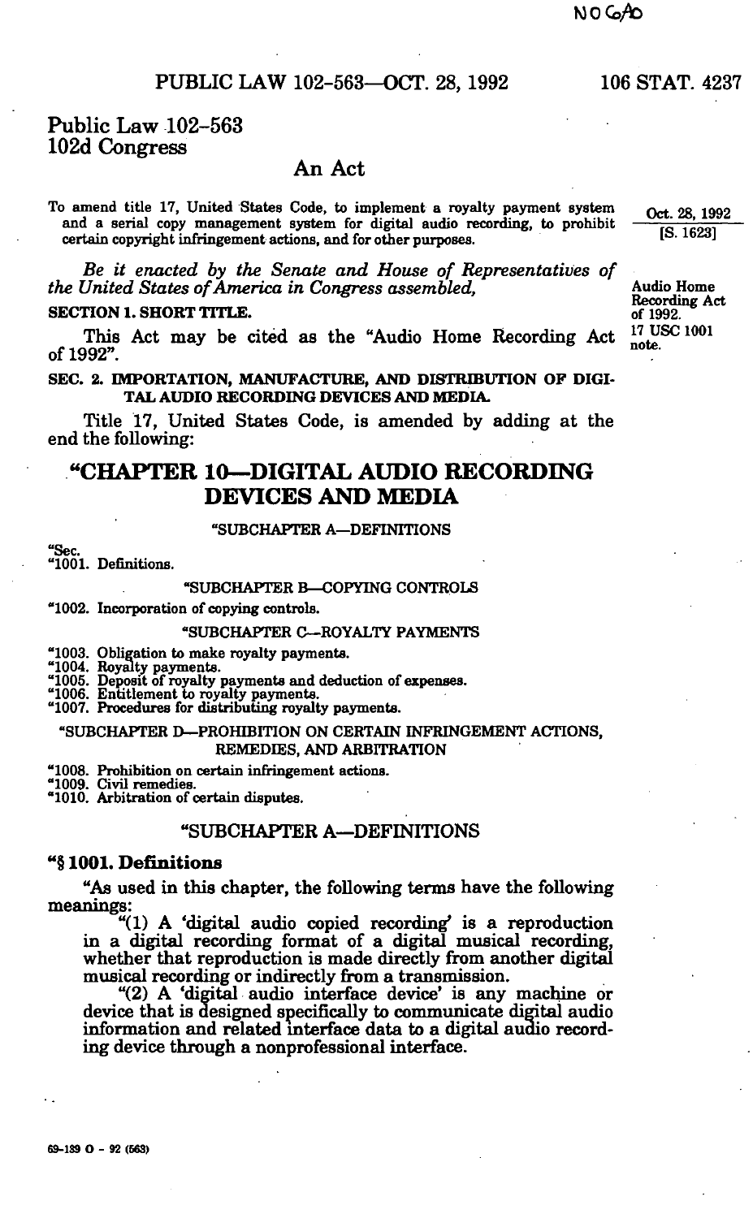NO GAO

# Public Law 102-563
# 102d Congress

## An Act

To amend title 17, United States Code, to implement a royalty payment system and a serial copy management system for digital audio recording, to prohibit certain copyright infringement actions, and for other purposes.

Oct. 28, 1992
[S. 1623]

*Be it enacted by the Senate and House of Representatives of the United States of America in Congress assembled,*

Audio Home Recording Act of 1992.
17 USC 1001 note.

**SECTION 1. SHORT TITLE.**

This Act may be cited as the "Audio Home Recording Act of 1992".

**SEC. 2. IMPORTATION, MANUFACTURE, AND DISTRIBUTION OF DIGITAL AUDIO RECORDING DEVICES AND MEDIA.**

Title 17, United States Code, is amended by adding at the end the following:

## "CHAPTER 10—DIGITAL AUDIO RECORDING DEVICES AND MEDIA

"SUBCHAPTER A—DEFINITIONS

"Sec.
"1001. Definitions.

"SUBCHAPTER B—COPYING CONTROLS

"1002. Incorporation of copying controls.

"SUBCHAPTER C—ROYALTY PAYMENTS

"1003. Obligation to make royalty payments.
"1004. Royalty payments.
"1005. Deposit of royalty payments and deduction of expenses.
"1006. Entitlement to royalty payments.
"1007. Procedures for distributing royalty payments.

"SUBCHAPTER D—PROHIBITION ON CERTAIN INFRINGEMENT ACTIONS, REMEDIES, AND ARBITRATION

"1008. Prohibition on certain infringement actions.
"1009. Civil remedies.
"1010. Arbitration of certain disputes.

### "SUBCHAPTER A—DEFINITIONS

### "§ 1001. Definitions

"As used in this chapter, the following terms have the following meanings:

"(1) A 'digital audio copied recording' is a reproduction in a digital recording format of a digital musical recording, whether that reproduction is made directly from another digital musical recording or indirectly from a transmission.

"(2) A 'digital audio interface device' is any machine or device that is designed specifically to communicate digital audio information and related interface data to a digital audio recording device through a nonprofessional interface.

69-139 O - 92 (563)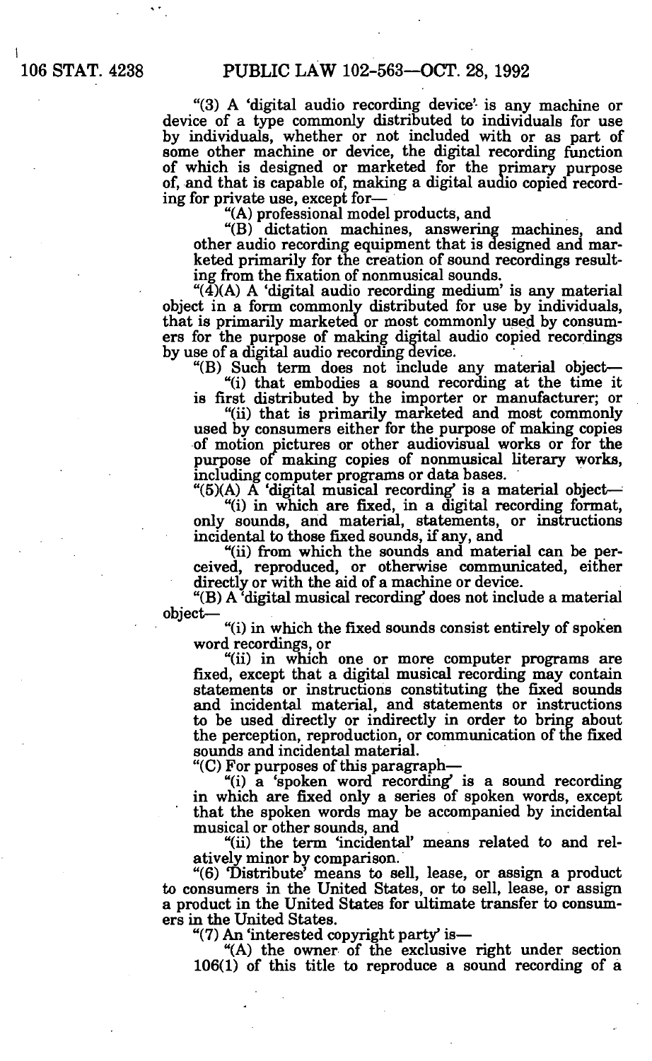"(3) A 'digital audio recording device' is any machine or device of a type commonly distributed to individuals for use by individuals, whether or not included with or as part of some other machine or device, the digital recording function of which is designed or marketed for the primary purpose of, and that is capable of, making a digital audio copied recording for private use, except for—

"(A) professional model products, and

"(B) dictation machines, answering machines, and other audio recording equipment that is designed and marketed primarily for the creation of sound recordings resulting from the fixation of nonmusical sounds.

"(4)(A) A 'digital audio recording medium' is any material object in a form commonly distributed for use by individuals, that is primarily marketed or most commonly used by consumers for the purpose of making digital audio copied recordings by use of a digital audio recording device.

"(B) Such term does not include any material object—

"(i) that embodies a sound recording at the time it is first distributed by the importer or manufacturer; or

"(ii) that is primarily marketed and most commonly used by consumers either for the purpose of making copies of motion pictures or other audiovisual works or for the purpose of making copies of nonmusical literary works, including computer programs or data bases.

"(5)(A) A 'digital musical recording' is a material object—

"(i) in which are fixed, in a digital recording format, only sounds, and material, statements, or instructions incidental to those fixed sounds, if any, and

"(ii) from which the sounds and material can be perceived, reproduced, or otherwise communicated, either directly or with the aid of a machine or device.

"(B) A 'digital musical recording' does not include a material object—

"(i) in which the fixed sounds consist entirely of spoken word recordings, or

"(ii) in which one or more computer programs are fixed, except that a digital musical recording may contain statements or instructions constituting the fixed sounds and incidental material, and statements or instructions to be used directly or indirectly in order to bring about the perception, reproduction, or communication of the fixed sounds and incidental material.

"(C) For purposes of this paragraph—

"(i) a 'spoken word recording' is a sound recording in which are fixed only a series of spoken words, except that the spoken words may be accompanied by incidental musical or other sounds, and

"(ii) the term 'incidental' means related to and relatively minor by comparison.

"(6) 'Distribute' means to sell, lease, or assign a product to consumers in the United States, or to sell, lease, or assign a product in the United States for ultimate transfer to consumers in the United States.

"(7) An 'interested copyright party' is—

"(A) the owner of the exclusive right under section 106(1) of this title to reproduce a sound recording of a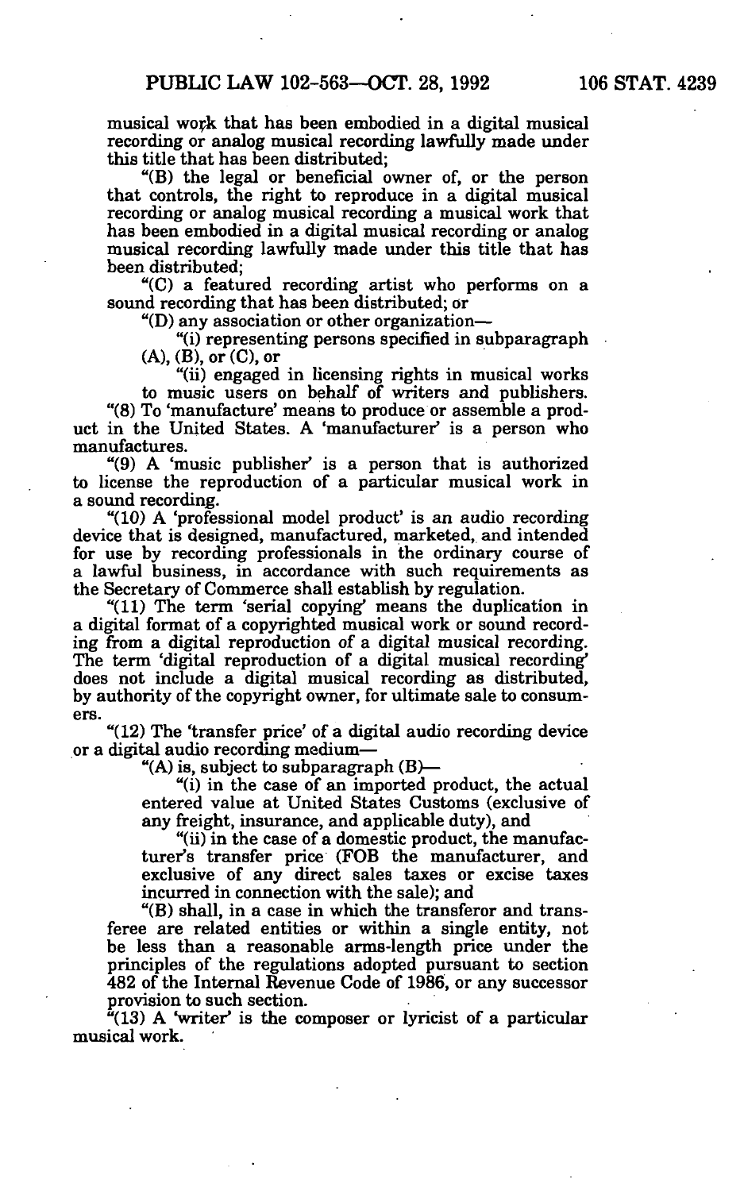musical work that has been embodied in a digital musical recording or analog musical recording lawfully made under this title that has been distributed;

"(B) the legal or beneficial owner of, or the person that controls, the right to reproduce in a digital musical recording or analog musical recording a musical work that has been embodied in a digital musical recording or analog musical recording lawfully made under this title that has been distributed;

"(C) a featured recording artist who performs on a sound recording that has been distributed; or

"(D) any association or other organization—

"(i) representing persons specified in subparagraph (A), (B), or (C), or

"(ii) engaged in licensing rights in musical works to music users on behalf of writers and publishers.

"(8) To 'manufacture' means to produce or assemble a product in the United States. A 'manufacturer' is a person who manufactures.

"(9) A 'music publisher' is a person that is authorized to license the reproduction of a particular musical work in a sound recording.

"(10) A 'professional model product' is an audio recording device that is designed, manufactured, marketed, and intended for use by recording professionals in the ordinary course of a lawful business, in accordance with such requirements as the Secretary of Commerce shall establish by regulation.

"(11) The term 'serial copying' means the duplication in a digital format of a copyrighted musical work or sound recording from a digital reproduction of a digital musical recording. The term 'digital reproduction of a digital musical recording' does not include a digital musical recording as distributed, by authority of the copyright owner, for ultimate sale to consumers.

"(12) The 'transfer price' of a digital audio recording device or a digital audio recording medium—

"(A) is, subject to subparagraph (B)—

"(i) in the case of an imported product, the actual entered value at United States Customs (exclusive of any freight, insurance, and applicable duty), and

"(ii) in the case of a domestic product, the manufacturer's transfer price (FOB the manufacturer, and exclusive of any direct sales taxes or excise taxes incurred in connection with the sale); and

"(B) shall, in a case in which the transferor and transferee are related entities or within a single entity, not be less than a reasonable arms-length price under the principles of the regulations adopted pursuant to section 482 of the Internal Revenue Code of 1986, or any successor provision to such section.

"(13) A 'writer' is the composer or lyricist of a particular musical work.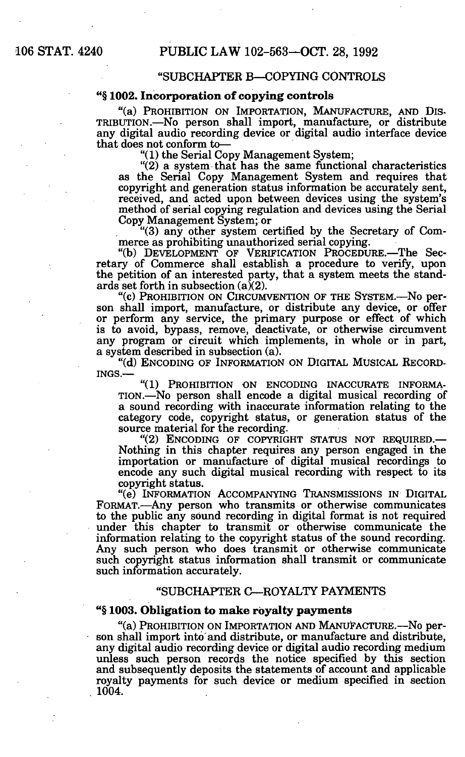"SUBCHAPTER B—COPYING CONTROLS

**"§ 1002. Incorporation of copying controls**

"(a) PROHIBITION ON IMPORTATION, MANUFACTURE, AND DISTRIBUTION.—No person shall import, manufacture, or distribute any digital audio recording device or digital audio interface device that does not conform to—

"(1) the Serial Copy Management System;

"(2) a system that has the same functional characteristics as the Serial Copy Management System and requires that copyright and generation status information be accurately sent, received, and acted upon between devices using the system's method of serial copying regulation and devices using the Serial Copy Management System; or

"(3) any other system certified by the Secretary of Commerce as prohibiting unauthorized serial copying.

"(b) DEVELOPMENT OF VERIFICATION PROCEDURE.—The Secretary of Commerce shall establish a procedure to verify, upon the petition of an interested party, that a system meets the standards set forth in subsection (a)(2).

"(c) PROHIBITION ON CIRCUMVENTION OF THE SYSTEM.—No person shall import, manufacture, or distribute any device, or offer or perform any service, the primary purpose or effect of which is to avoid, bypass, remove, deactivate, or otherwise circumvent any program or circuit which implements, in whole or in part, a system described in subsection (a).

"(d) ENCODING OF INFORMATION ON DIGITAL MUSICAL RECORDINGS.—

"(1) PROHIBITION ON ENCODING INACCURATE INFORMATION.—No person shall encode a digital musical recording of a sound recording with inaccurate information relating to the category code, copyright status, or generation status of the source material for the recording.

"(2) ENCODING OF COPYRIGHT STATUS NOT REQUIRED.—Nothing in this chapter requires any person engaged in the importation or manufacture of digital musical recordings to encode any such digital musical recording with respect to its copyright status.

"(e) INFORMATION ACCOMPANYING TRANSMISSIONS IN DIGITAL FORMAT.—Any person who transmits or otherwise communicates to the public any sound recording in digital format is not required under this chapter to transmit or otherwise communicate the information relating to the copyright status of the sound recording. Any such person who does transmit or otherwise communicate such copyright status information shall transmit or communicate such information accurately.

"SUBCHAPTER C—ROYALTY PAYMENTS

**"§ 1003. Obligation to make royalty payments**

"(a) PROHIBITION ON IMPORTATION AND MANUFACTURE.—No person shall import into and distribute, or manufacture and distribute, any digital audio recording device or digital audio recording medium unless such person records the notice specified by this section and subsequently deposits the statements of account and applicable royalty payments for such device or medium specified in section 1004.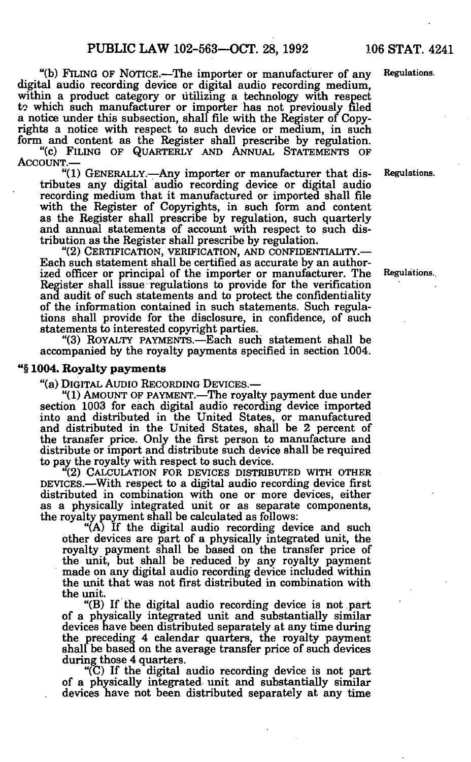"(b) FILING OF NOTICE.—The importer or manufacturer of any digital audio recording device or digital audio recording medium, within a product category or utilizing a technology with respect to which such manufacturer or importer has not previously filed a notice under this subsection, shall file with the Register of Copyrights a notice with respect to such device or medium, in such form and content as the Register shall prescribe by regulation.

"(c) FILING OF QUARTERLY AND ANNUAL STATEMENTS OF ACCOUNT.—

"(1) GENERALLY.—Any importer or manufacturer that distributes any digital audio recording device or digital audio recording medium that it manufactured or imported shall file with the Register of Copyrights, in such form and content as the Register shall prescribe by regulation, such quarterly and annual statements of account with respect to such distribution as the Register shall prescribe by regulation.

"(2) CERTIFICATION, VERIFICATION, AND CONFIDENTIALITY.—Each such statement shall be certified as accurate by an authorized officer or principal of the importer or manufacturer. The Register shall issue regulations to provide for the verification and audit of such statements and to protect the confidentiality of the information contained in such statements. Such regulations shall provide for the disclosure, in confidence, of such statements to interested copyright parties.

"(3) ROYALTY PAYMENTS.—Each such statement shall be accompanied by the royalty payments specified in section 1004.

### "§ 1004. Royalty payments

"(a) DIGITAL AUDIO RECORDING DEVICES.—

"(1) AMOUNT OF PAYMENT.—The royalty payment due under section 1003 for each digital audio recording device imported into and distributed in the United States, or manufactured and distributed in the United States, shall be 2 percent of the transfer price. Only the first person to manufacture and distribute or import and distribute such device shall be required to pay the royalty with respect to such device.

"(2) CALCULATION FOR DEVICES DISTRIBUTED WITH OTHER DEVICES.—With respect to a digital audio recording device first distributed in combination with one or more devices, either as a physically integrated unit or as separate components, the royalty payment shall be calculated as follows:

"(A) If the digital audio recording device and such other devices are part of a physically integrated unit, the royalty payment shall be based on the transfer price of the unit, but shall be reduced by any royalty payment made on any digital audio recording device included within the unit that was not first distributed in combination with the unit.

"(B) If the digital audio recording device is not part of a physically integrated unit and substantially similar devices have been distributed separately at any time during the preceding 4 calendar quarters, the royalty payment shall be based on the average transfer price of such devices during those 4 quarters.

"(C) If the digital audio recording device is not part of a physically integrated unit and substantially similar devices have not been distributed separately at any time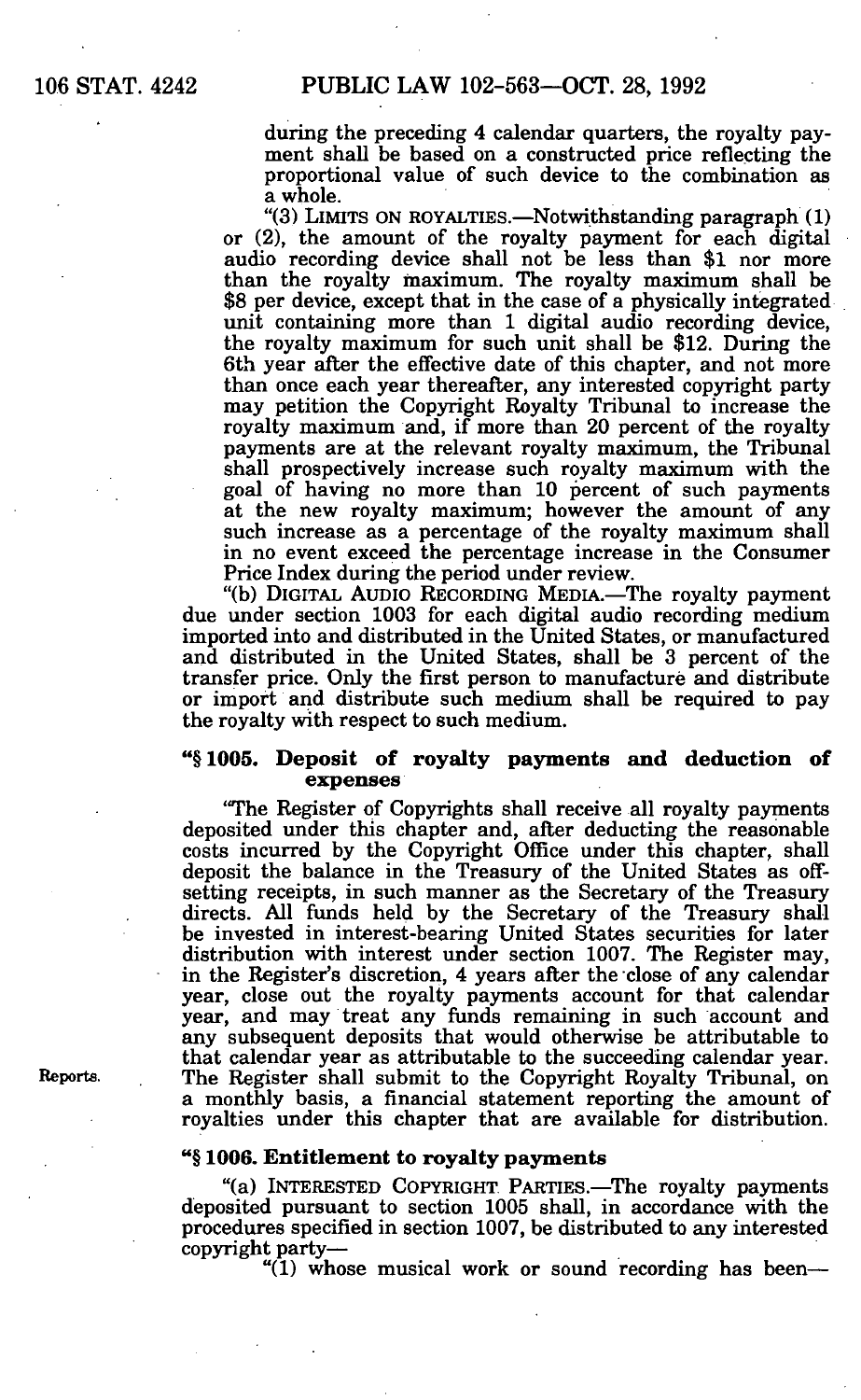during the preceding 4 calendar quarters, the royalty payment shall be based on a constructed price reflecting the proportional value of such device to the combination as a whole.

"(3) LIMITS ON ROYALTIES.—Notwithstanding paragraph (1) or (2), the amount of the royalty payment for each digital audio recording device shall not be less than $1 nor more than the royalty maximum. The royalty maximum shall be $8 per device, except that in the case of a physically integrated unit containing more than 1 digital audio recording device, the royalty maximum for such unit shall be $12. During the 6th year after the effective date of this chapter, and not more than once each year thereafter, any interested copyright party may petition the Copyright Royalty Tribunal to increase the royalty maximum and, if more than 20 percent of the royalty payments are at the relevant royalty maximum, the Tribunal shall prospectively increase such royalty maximum with the goal of having no more than 10 percent of such payments at the new royalty maximum; however the amount of any such increase as a percentage of the royalty maximum shall in no event exceed the percentage increase in the Consumer Price Index during the period under review.

"(b) DIGITAL AUDIO RECORDING MEDIA.—The royalty payment due under section 1003 for each digital audio recording medium imported into and distributed in the United States, or manufactured and distributed in the United States, shall be 3 percent of the transfer price. Only the first person to manufacture and distribute or import and distribute such medium shall be required to pay the royalty with respect to such medium.

### "§ 1005. Deposit of royalty payments and deduction of expenses

"The Register of Copyrights shall receive all royalty payments deposited under this chapter and, after deducting the reasonable costs incurred by the Copyright Office under this chapter, shall deposit the balance in the Treasury of the United States as offsetting receipts, in such manner as the Secretary of the Treasury directs. All funds held by the Secretary of the Treasury shall be invested in interest-bearing United States securities for later distribution with interest under section 1007. The Register may, in the Register's discretion, 4 years after the close of any calendar year, close out the royalty payments account for that calendar year, and may treat any funds remaining in such account and any subsequent deposits that would otherwise be attributable to that calendar year as attributable to the succeeding calendar year. The Register shall submit to the Copyright Royalty Tribunal, on a monthly basis, a financial statement reporting the amount of royalties under this chapter that are available for distribution.

Reports.

### "§ 1006. Entitlement to royalty payments

"(a) INTERESTED COPYRIGHT PARTIES.—The royalty payments deposited pursuant to section 1005 shall, in accordance with the procedures specified in section 1007, be distributed to any interested copyright party—

"(1) whose musical work or sound recording has been—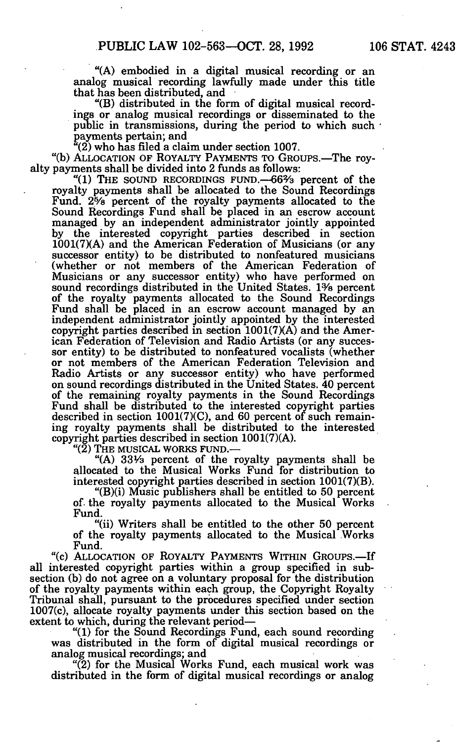"(A) embodied in a digital musical recording or an analog musical recording lawfully made under this title that has been distributed, and

"(B) distributed in the form of digital musical recordings or analog musical recordings or disseminated to the public in transmissions, during the period to which such payments pertain; and

"(2) who has filed a claim under section 1007.

"(b) ALLOCATION OF ROYALTY PAYMENTS TO GROUPS.—The royalty payments shall be divided into 2 funds as follows:

"(1) THE SOUND RECORDINGS FUND.—66⅔ percent of the royalty payments shall be allocated to the Sound Recordings Fund. 2⅝ percent of the royalty payments allocated to the Sound Recordings Fund shall be placed in an escrow account managed by an independent administrator jointly appointed by the interested copyright parties described in section 1001(7)(A) and the American Federation of Musicians (or any successor entity) to be distributed to nonfeatured musicians (whether or not members of the American Federation of Musicians or any successor entity) who have performed on sound recordings distributed in the United States. 1⅜ percent of the royalty payments allocated to the Sound Recordings Fund shall be placed in an escrow account managed by an independent administrator jointly appointed by the interested copyright parties described in section 1001(7)(A) and the American Federation of Television and Radio Artists (or any successor entity) to be distributed to nonfeatured vocalists (whether or not members of the American Federation Television and Radio Artists or any successor entity) who have performed on sound recordings distributed in the United States. 40 percent of the remaining royalty payments in the Sound Recordings Fund shall be distributed to the interested copyright parties described in section 1001(7)(C), and 60 percent of such remaining royalty payments shall be distributed to the interested copyright parties described in section 1001(7)(A).

"(2) THE MUSICAL WORKS FUND.—

"(A) 33⅓ percent of the royalty payments shall be allocated to the Musical Works Fund for distribution to interested copyright parties described in section 1001(7)(B).

"(B)(i) Music publishers shall be entitled to 50 percent of the royalty payments allocated to the Musical Works Fund.

"(ii) Writers shall be entitled to the other 50 percent of the royalty payments allocated to the Musical Works Fund.

"(c) ALLOCATION OF ROYALTY PAYMENTS WITHIN GROUPS.—If all interested copyright parties within a group specified in subsection (b) do not agree on a voluntary proposal for the distribution of the royalty payments within each group, the Copyright Royalty Tribunal shall, pursuant to the procedures specified under section 1007(c), allocate royalty payments under this section based on the extent to which, during the relevant period—

"(1) for the Sound Recordings Fund, each sound recording was distributed in the form of digital musical recordings or analog musical recordings; and

"(2) for the Musical Works Fund, each musical work was distributed in the form of digital musical recordings or analog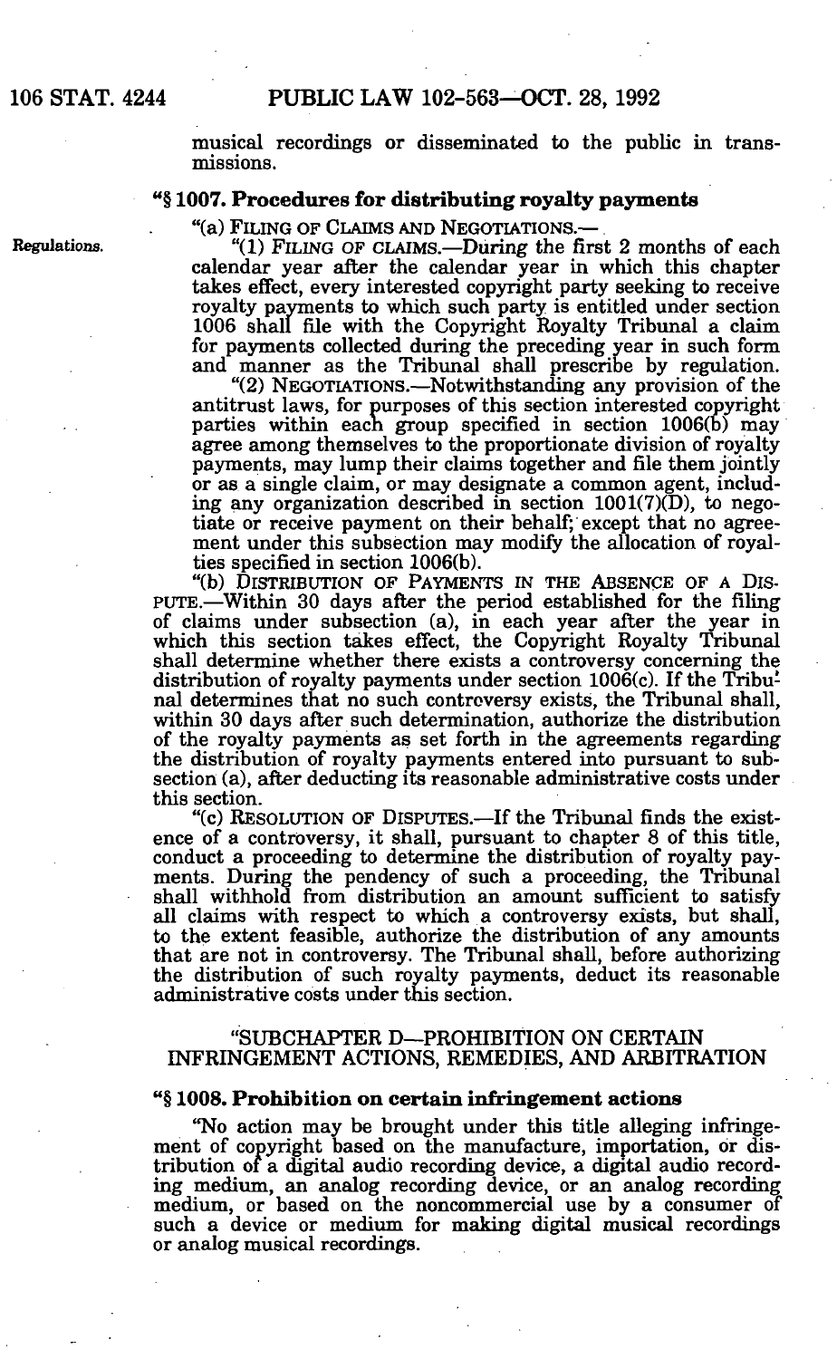musical recordings or disseminated to the public in transmissions.

### "§ 1007. Procedures for distributing royalty payments

"(a) FILING OF CLAIMS AND NEGOTIATIONS.—

Regulations.

"(1) FILING OF CLAIMS.—During the first 2 months of each calendar year after the calendar year in which this chapter takes effect, every interested copyright party seeking to receive royalty payments to which such party is entitled under section 1006 shall file with the Copyright Royalty Tribunal a claim for payments collected during the preceding year in such form and manner as the Tribunal shall prescribe by regulation.

"(2) NEGOTIATIONS.—Notwithstanding any provision of the antitrust laws, for purposes of this section interested copyright parties within each group specified in section 1006(b) may agree among themselves to the proportionate division of royalty payments, may lump their claims together and file them jointly or as a single claim, or may designate a common agent, including any organization described in section 1001(7)(D), to negotiate or receive payment on their behalf; except that no agreement under this subsection may modify the allocation of royalties specified in section 1006(b).

"(b) DISTRIBUTION OF PAYMENTS IN THE ABSENCE OF A DISPUTE.—Within 30 days after the period established for the filing of claims under subsection (a), in each year after the year in which this section takes effect, the Copyright Royalty Tribunal shall determine whether there exists a controversy concerning the distribution of royalty payments under section 1006(c). If the Tribunal determines that no such controversy exists, the Tribunal shall, within 30 days after such determination, authorize the distribution of the royalty payments as set forth in the agreements regarding the distribution of royalty payments entered into pursuant to subsection (a), after deducting its reasonable administrative costs under this section.

"(c) RESOLUTION OF DISPUTES.—If the Tribunal finds the existence of a controversy, it shall, pursuant to chapter 8 of this title, conduct a proceeding to determine the distribution of royalty payments. During the pendency of such a proceeding, the Tribunal shall withhold from distribution an amount sufficient to satisfy all claims with respect to which a controversy exists, but shall, to the extent feasible, authorize the distribution of any amounts that are not in controversy. The Tribunal shall, before authorizing the distribution of such royalty payments, deduct its reasonable administrative costs under this section.

## "SUBCHAPTER D—PROHIBITION ON CERTAIN INFRINGEMENT ACTIONS, REMEDIES, AND ARBITRATION

### "§ 1008. Prohibition on certain infringement actions

"No action may be brought under this title alleging infringement of copyright based on the manufacture, importation, or distribution of a digital audio recording device, a digital audio recording medium, an analog recording device, or an analog recording medium, or based on the noncommercial use by a consumer of such a device or medium for making digital musical recordings or analog musical recordings.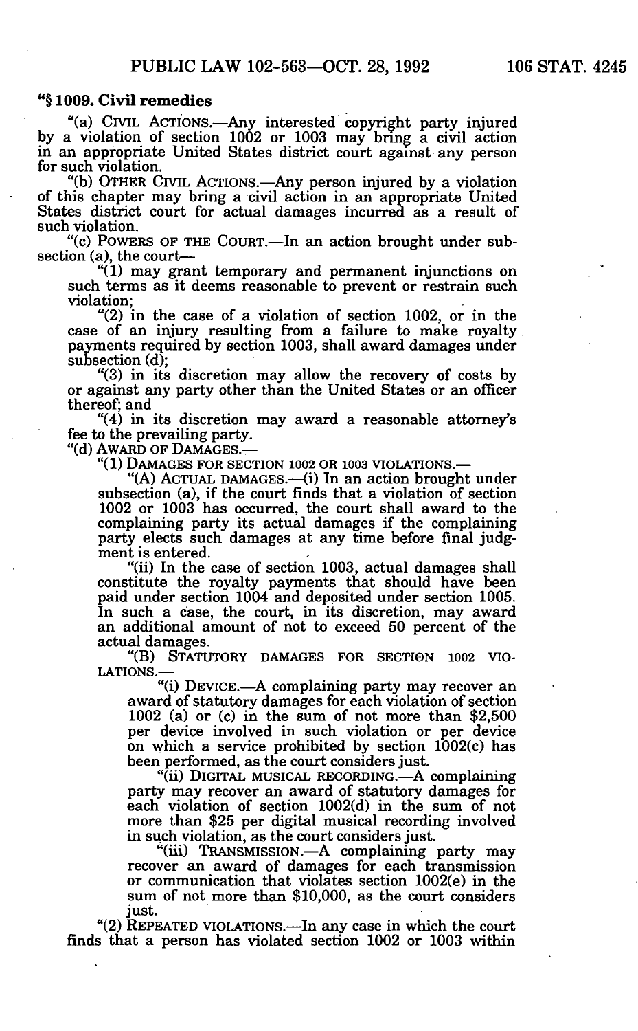## "§ 1009. Civil remedies

"(a) CIVIL ACTIONS.—Any interested copyright party injured by a violation of section 1002 or 1003 may bring a civil action in an appropriate United States district court against any person for such violation.

"(b) OTHER CIVIL ACTIONS.—Any person injured by a violation of this chapter may bring a civil action in an appropriate United States district court for actual damages incurred as a result of such violation.

"(c) POWERS OF THE COURT.—In an action brought under subsection (a), the court—

"(1) may grant temporary and permanent injunctions on such terms as it deems reasonable to prevent or restrain such violation;

"(2) in the case of a violation of section 1002, or in the case of an injury resulting from a failure to make royalty payments required by section 1003, shall award damages under subsection (d);

"(3) in its discretion may allow the recovery of costs by or against any party other than the United States or an officer thereof; and

"(4) in its discretion may award a reasonable attorney's fee to the prevailing party.

"(d) AWARD OF DAMAGES.—

"(1) DAMAGES FOR SECTION 1002 OR 1003 VIOLATIONS.—

"(A) ACTUAL DAMAGES.—(i) In an action brought under subsection (a), if the court finds that a violation of section 1002 or 1003 has occurred, the court shall award to the complaining party its actual damages if the complaining party elects such damages at any time before final judgment is entered.

"(ii) In the case of section 1003, actual damages shall constitute the royalty payments that should have been paid under section 1004 and deposited under section 1005. In such a case, the court, in its discretion, may award an additional amount of not to exceed 50 percent of the actual damages.

"(B) STATUTORY DAMAGES FOR SECTION 1002 VIOLATIONS.—

"(i) DEVICE.—A complaining party may recover an award of statutory damages for each violation of section 1002 (a) or (c) in the sum of not more than $2,500 per device involved in such violation or per device on which a service prohibited by section 1002(c) has been performed, as the court considers just.

"(ii) DIGITAL MUSICAL RECORDING.—A complaining party may recover an award of statutory damages for each violation of section 1002(d) in the sum of not more than $25 per digital musical recording involved in such violation, as the court considers just.

"(iii) TRANSMISSION.—A complaining party may recover an award of damages for each transmission or communication that violates section 1002(e) in the sum of not more than $10,000, as the court considers just.

"(2) REPEATED VIOLATIONS.—In any case in which the court finds that a person has violated section 1002 or 1003 within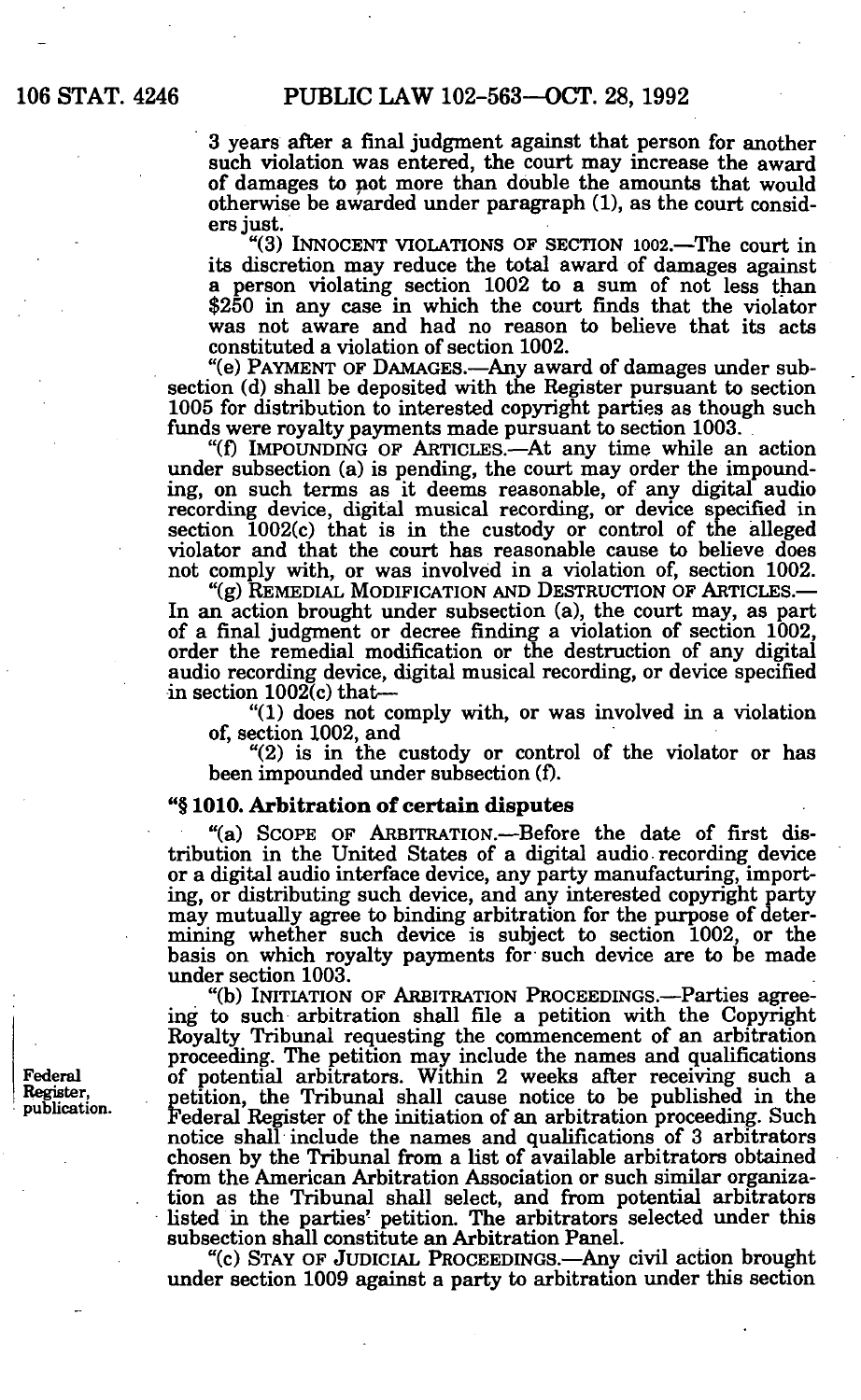3 years after a final judgment against that person for another such violation was entered, the court may increase the award of damages to not more than double the amounts that would otherwise be awarded under paragraph (1), as the court considers just.

"(3) INNOCENT VIOLATIONS OF SECTION 1002.—The court in its discretion may reduce the total award of damages against a person violating section 1002 to a sum of not less than $250 in any case in which the court finds that the violator was not aware and had no reason to believe that its acts constituted a violation of section 1002.

"(e) PAYMENT OF DAMAGES.—Any award of damages under subsection (d) shall be deposited with the Register pursuant to section 1005 for distribution to interested copyright parties as though such funds were royalty payments made pursuant to section 1003.

"(f) IMPOUNDING OF ARTICLES.—At any time while an action under subsection (a) is pending, the court may order the impounding, on such terms as it deems reasonable, of any digital audio recording device, digital musical recording, or device specified in section 1002(c) that is in the custody or control of the alleged violator and that the court has reasonable cause to believe does not comply with, or was involved in a violation of, section 1002.

"(g) REMEDIAL MODIFICATION AND DESTRUCTION OF ARTICLES.—In an action brought under subsection (a), the court may, as part of a final judgment or decree finding a violation of section 1002, order the remedial modification or the destruction of any digital audio recording device, digital musical recording, or device specified in section 1002(c) that—

"(1) does not comply with, or was involved in a violation of, section 1002, and

"(2) is in the custody or control of the violator or has been impounded under subsection (f).

### "§ 1010. Arbitration of certain disputes

"(a) SCOPE OF ARBITRATION.—Before the date of first distribution in the United States of a digital audio recording device or a digital audio interface device, any party manufacturing, importing, or distributing such device, and any interested copyright party may mutually agree to binding arbitration for the purpose of determining whether such device is subject to section 1002, or the basis on which royalty payments for such device are to be made under section 1003.

"(b) INITIATION OF ARBITRATION PROCEEDINGS.—Parties agreeing to such arbitration shall file a petition with the Copyright Royalty Tribunal requesting the commencement of an arbitration proceeding. The petition may include the names and qualifications of potential arbitrators. Within 2 weeks after receiving such a petition, the Tribunal shall cause notice to be published in the Federal Register of the initiation of an arbitration proceeding. Such notice shall include the names and qualifications of 3 arbitrators chosen by the Tribunal from a list of available arbitrators obtained from the American Arbitration Association or such similar organization as the Tribunal shall select, and from potential arbitrators listed in the parties' petition. The arbitrators selected under this subsection shall constitute an Arbitration Panel.

Federal Register, publication.

"(c) STAY OF JUDICIAL PROCEEDINGS.—Any civil action brought under section 1009 against a party to arbitration under this section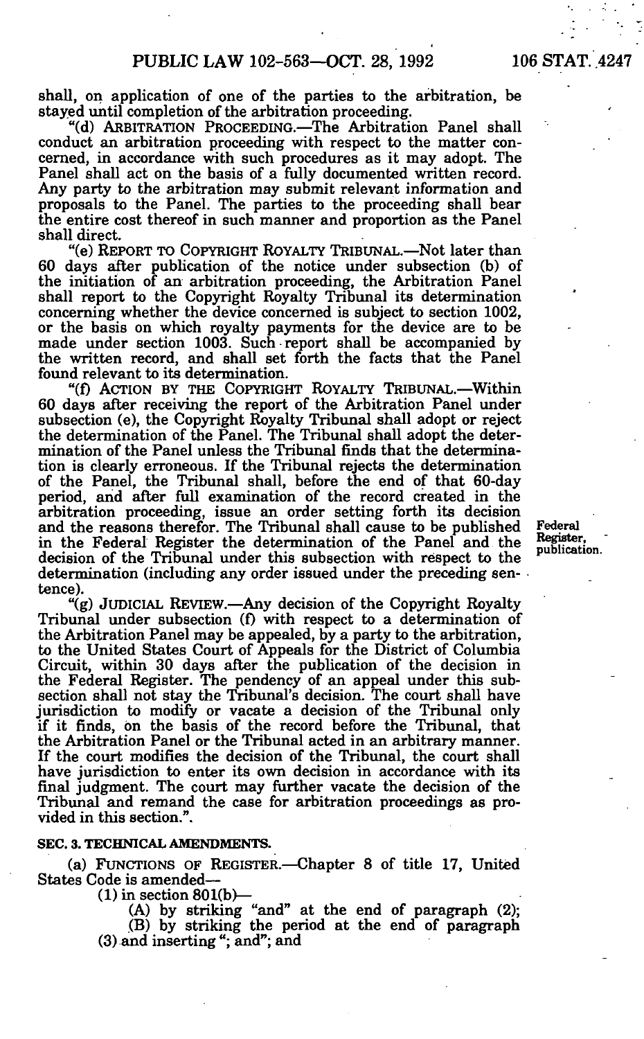shall, on application of one of the parties to the arbitration, be stayed until completion of the arbitration proceeding.

"(d) ARBITRATION PROCEEDING.—The Arbitration Panel shall conduct an arbitration proceeding with respect to the matter concerned, in accordance with such procedures as it may adopt. The Panel shall act on the basis of a fully documented written record. Any party to the arbitration may submit relevant information and proposals to the Panel. The parties to the proceeding shall bear the entire cost thereof in such manner and proportion as the Panel shall direct.

"(e) REPORT TO COPYRIGHT ROYALTY TRIBUNAL.—Not later than 60 days after publication of the notice under subsection (b) of the initiation of an arbitration proceeding, the Arbitration Panel shall report to the Copyright Royalty Tribunal its determination concerning whether the device concerned is subject to section 1002, or the basis on which royalty payments for the device are to be made under section 1003. Such report shall be accompanied by the written record, and shall set forth the facts that the Panel found relevant to its determination.

"(f) ACTION BY THE COPYRIGHT ROYALTY TRIBUNAL.—Within 60 days after receiving the report of the Arbitration Panel under subsection (e), the Copyright Royalty Tribunal shall adopt or reject the determination of the Panel. The Tribunal shall adopt the determination of the Panel unless the Tribunal finds that the determination is clearly erroneous. If the Tribunal rejects the determination of the Panel, the Tribunal shall, before the end of that 60-day period, and after full examination of the record created in the arbitration proceeding, issue an order setting forth its decision and the reasons therefor. The Tribunal shall cause to be published in the Federal Register the determination of the Panel and the decision of the Tribunal under this subsection with respect to the determination (including any order issued under the preceding sentence).

Federal Register, publication.

"(g) JUDICIAL REVIEW.—Any decision of the Copyright Royalty Tribunal under subsection (f) with respect to a determination of the Arbitration Panel may be appealed, by a party to the arbitration, to the United States Court of Appeals for the District of Columbia Circuit, within 30 days after the publication of the decision in the Federal Register. The pendency of an appeal under this subsection shall not stay the Tribunal's decision. The court shall have jurisdiction to modify or vacate a decision of the Tribunal only if it finds, on the basis of the record before the Tribunal, that the Arbitration Panel or the Tribunal acted in an arbitrary manner. If the court modifies the decision of the Tribunal, the court shall have jurisdiction to enter its own decision in accordance with its final judgment. The court may further vacate the decision of the Tribunal and remand the case for arbitration proceedings as provided in this section.".

**SEC. 3. TECHNICAL AMENDMENTS.**

(a) FUNCTIONS OF REGISTER.—Chapter 8 of title 17, United States Code is amended—

(1) in section 801(b)—

(A) by striking "and" at the end of paragraph (2);

(B) by striking the period at the end of paragraph (3) and inserting "; and"; and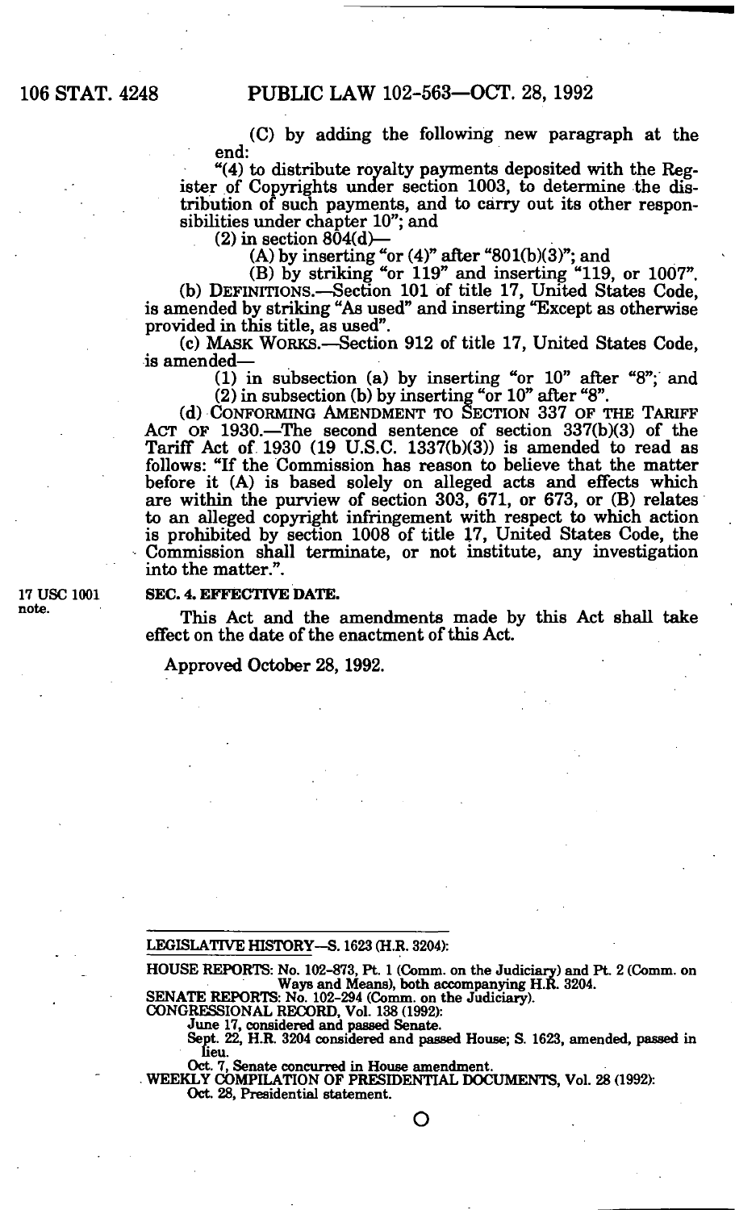(C) by adding the following new paragraph at the end:

"(4) to distribute royalty payments deposited with the Register of Copyrights under section 1003, to determine the distribution of such payments, and to carry out its other responsibilities under chapter 10"; and

(2) in section 804(d)—

(A) by inserting "or (4)" after "801(b)(3)"; and

(B) by striking "or 119" and inserting "119, or 1007".

(b) DEFINITIONS.—Section 101 of title 17, United States Code, is amended by striking "As used" and inserting "Except as otherwise provided in this title, as used".

(c) MASK WORKS.—Section 912 of title 17, United States Code, is amended—

(1) in subsection (a) by inserting "or 10" after "8"; and

(2) in subsection (b) by inserting "or 10" after "8".

(d) CONFORMING AMENDMENT TO SECTION 337 OF THE TARIFF ACT OF 1930.—The second sentence of section 337(b)(3) of the Tariff Act of 1930 (19 U.S.C. 1337(b)(3)) is amended to read as follows: "If the Commission has reason to believe that the matter before it (A) is based solely on alleged acts and effects which are within the purview of section 303, 671, or 673, or (B) relates to an alleged copyright infringement with respect to which action is prohibited by section 1008 of title 17, United States Code, the Commission shall terminate, or not institute, any investigation into the matter.".

17 USC 1001 note.

**SEC. 4. EFFECTIVE DATE.**

This Act and the amendments made by this Act shall take effect on the date of the enactment of this Act.

Approved October 28, 1992.

---

LEGISLATIVE HISTORY—S. 1623 (H.R. 3204):

HOUSE REPORTS: No. 102-873, Pt. 1 (Comm. on the Judiciary) and Pt. 2 (Comm. on Ways and Means), both accompanying H.R. 3204.
SENATE REPORTS: No. 102-294 (Comm. on the Judiciary).
CONGRESSIONAL RECORD, Vol. 138 (1992):
June 17, considered and passed Senate.
Sept. 22, H.R. 3204 considered and passed House; S. 1623, amended, passed in lieu.
Oct. 7, Senate concurred in House amendment.
WEEKLY COMPILATION OF PRESIDENTIAL DOCUMENTS, Vol. 28 (1992):
Oct. 28, Presidential statement.

O